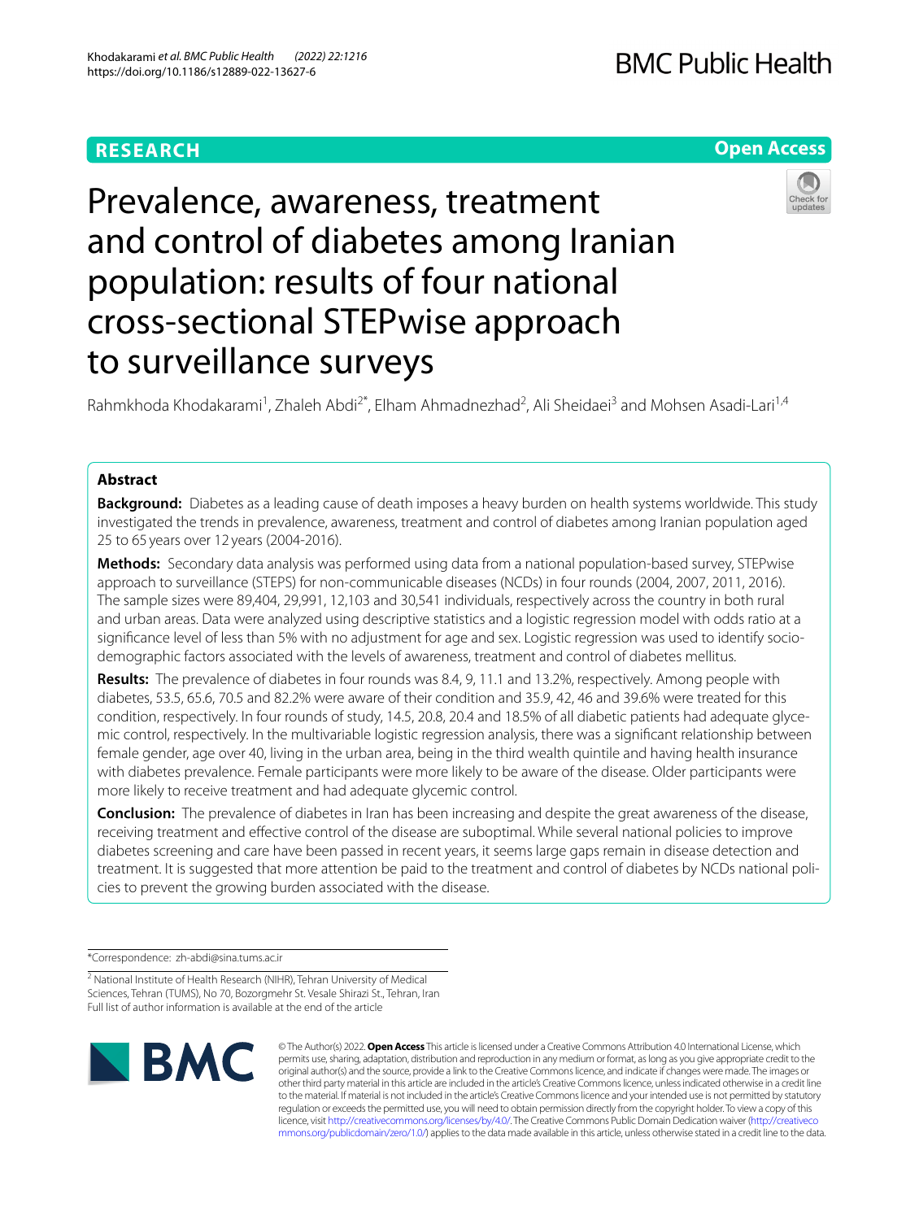RESEARCH

Open Access

# Prevalence, awareness, treatment and control of diabetes among Iranian population: results of four national cross-sectional STEPwise approach to surveillance surveys

Rahmkhoda Khodakarami[1], Zhaleh Abdi[2*], Elham Ahmadnezhad[2], Ali Sheidaei[3] and Mohsen Asadi-Lari[1,4]

## Abstract

**Background:** Diabetes as a leading cause of death imposes a heavy burden on health systems worldwide. This study investigated the trends in prevalence, awareness, treatment and control of diabetes among Iranian population aged 25 to 65 years over 12 years (2004-2016).

**Methods:** Secondary data analysis was performed using data from a national population-based survey, STEPwise approach to surveillance (STEPS) for non-communicable diseases (NCDs) in four rounds (2004, 2007, 2011, 2016). The sample sizes were 89,404, 29,991, 12,103 and 30,541 individuals, respectively across the country in both rural and urban areas. Data were analyzed using descriptive statistics and a logistic regression model with odds ratio at a significance level of less than 5% with no adjustment for age and sex. Logistic regression was used to identify socio-demographic factors associated with the levels of awareness, treatment and control of diabetes mellitus.

**Results:** The prevalence of diabetes in four rounds was 8.4, 9, 11.1 and 13.2%, respectively. Among people with diabetes, 53.5, 65.6, 70.5 and 82.2% were aware of their condition and 35.9, 42, 46 and 39.6% were treated for this condition, respectively. In four rounds of study, 14.5, 20.8, 20.4 and 18.5% of all diabetic patients had adequate glycemic control, respectively. In the multivariable logistic regression analysis, there was a significant relationship between female gender, age over 40, living in the urban area, being in the third wealth quintile and having health insurance with diabetes prevalence. Female participants were more likely to be aware of the disease. Older participants were more likely to receive treatment and had adequate glycemic control.

**Conclusion:** The prevalence of diabetes in Iran has been increasing and despite the great awareness of the disease, receiving treatment and effective control of the disease are suboptimal. While several national policies to improve diabetes screening and care have been passed in recent years, it seems large gaps remain in disease detection and treatment. It is suggested that more attention be paid to the treatment and control of diabetes by NCDs national policies to prevent the growing burden associated with the disease.

*Correspondence: zh-abdi@sina.tums.ac.ir

[2] National Institute of Health Research (NIHR), Tehran University of Medical Sciences, Tehran (TUMS), No 70, Bozorgmehr St. Vesale Shirazi St., Tehran, Iran
Full list of author information is available at the end of the article

© The Author(s) 2022. **Open Access** This article is licensed under a Creative Commons Attribution 4.0 International License, which permits use, sharing, adaptation, distribution and reproduction in any medium or format, as long as you give appropriate credit to the original author(s) and the source, provide a link to the Creative Commons licence, and indicate if changes were made. The images or other third party material in this article are included in the article's Creative Commons licence, unless indicated otherwise in a credit line to the material. If material is not included in the article's Creative Commons licence and your intended use is not permitted by statutory regulation or exceeds the permitted use, you will need to obtain permission directly from the copyright holder. To view a copy of this licence, visit http://creativecommons.org/licenses/by/4.0/. The Creative Commons Public Domain Dedication waiver (http://creativecommons.org/publicdomain/zero/1.0/) applies to the data made available in this article, unless otherwise stated in a credit line to the data.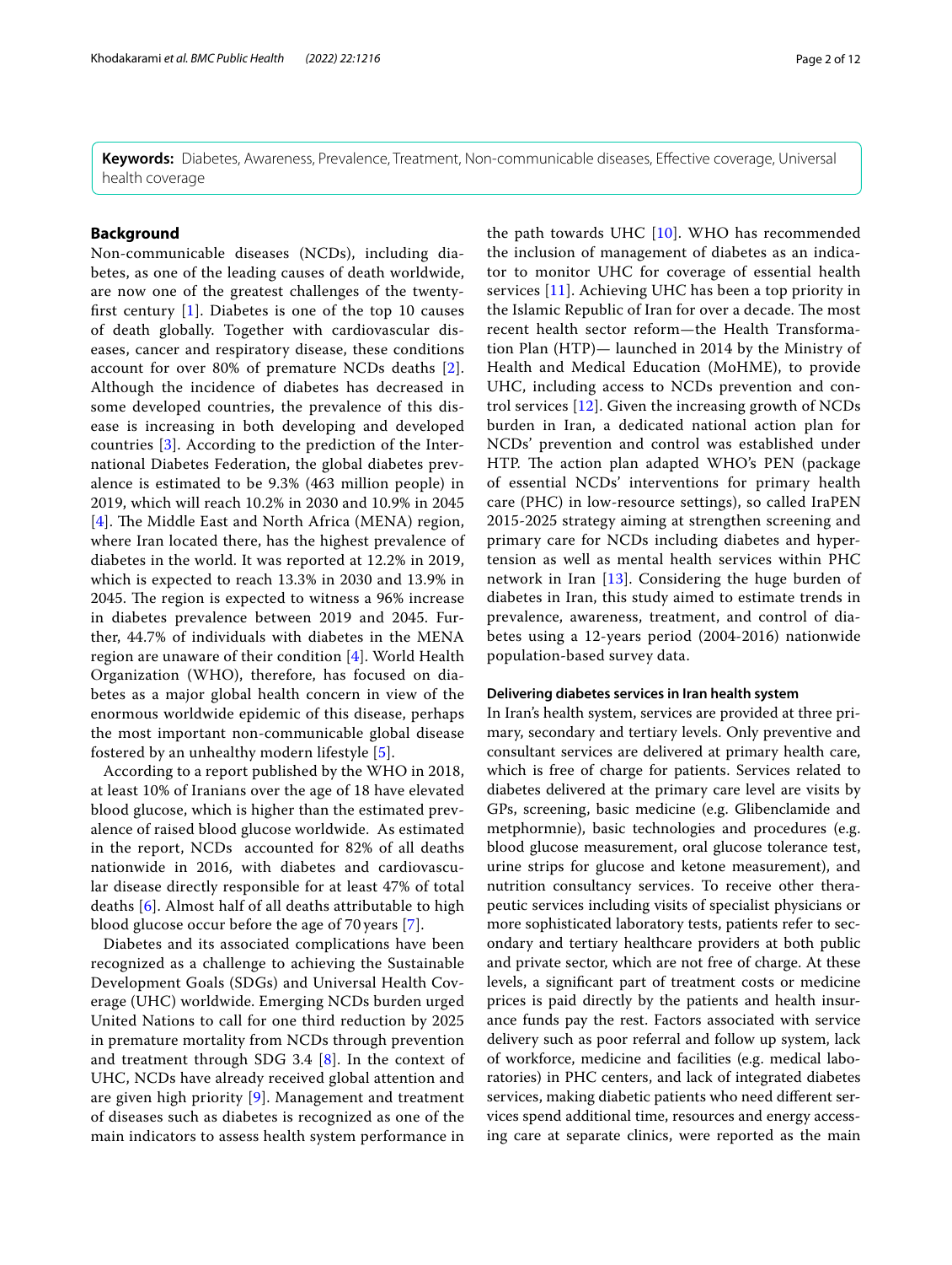**Keywords:** Diabetes, Awareness, Prevalence, Treatment, Non-communicable diseases, Effective coverage, Universal health coverage

## Background

Non-communicable diseases (NCDs), including diabetes, as one of the leading causes of death worldwide, are now one of the greatest challenges of the twenty-first century [1]. Diabetes is one of the top 10 causes of death globally. Together with cardiovascular diseases, cancer and respiratory disease, these conditions account for over 80% of premature NCDs deaths [2]. Although the incidence of diabetes has decreased in some developed countries, the prevalence of this disease is increasing in both developing and developed countries [3]. According to the prediction of the International Diabetes Federation, the global diabetes prevalence is estimated to be 9.3% (463 million people) in 2019, which will reach 10.2% in 2030 and 10.9% in 2045 [4]. The Middle East and North Africa (MENA) region, where Iran located there, has the highest prevalence of diabetes in the world. It was reported at 12.2% in 2019, which is expected to reach 13.3% in 2030 and 13.9% in 2045. The region is expected to witness a 96% increase in diabetes prevalence between 2019 and 2045. Further, 44.7% of individuals with diabetes in the MENA region are unaware of their condition [4]. World Health Organization (WHO), therefore, has focused on diabetes as a major global health concern in view of the enormous worldwide epidemic of this disease, perhaps the most important non-communicable global disease fostered by an unhealthy modern lifestyle [5].

According to a report published by the WHO in 2018, at least 10% of Iranians over the age of 18 have elevated blood glucose, which is higher than the estimated prevalence of raised blood glucose worldwide. As estimated in the report, NCDs accounted for 82% of all deaths nationwide in 2016, with diabetes and cardiovascular disease directly responsible for at least 47% of total deaths [6]. Almost half of all deaths attributable to high blood glucose occur before the age of 70 years [7].

Diabetes and its associated complications have been recognized as a challenge to achieving the Sustainable Development Goals (SDGs) and Universal Health Coverage (UHC) worldwide. Emerging NCDs burden urged United Nations to call for one third reduction by 2025 in premature mortality from NCDs through prevention and treatment through SDG 3.4 [8]. In the context of UHC, NCDs have already received global attention and are given high priority [9]. Management and treatment of diseases such as diabetes is recognized as one of the main indicators to assess health system performance in the path towards UHC [10]. WHO has recommended the inclusion of management of diabetes as an indicator to monitor UHC for coverage of essential health services [11]. Achieving UHC has been a top priority in the Islamic Republic of Iran for over a decade. The most recent health sector reform—the Health Transformation Plan (HTP)— launched in 2014 by the Ministry of Health and Medical Education (MoHME), to provide UHC, including access to NCDs prevention and control services [12]. Given the increasing growth of NCDs burden in Iran, a dedicated national action plan for NCDs' prevention and control was established under HTP. The action plan adapted WHO's PEN (package of essential NCDs' interventions for primary health care (PHC) in low-resource settings), so called IraPEN 2015-2025 strategy aiming at strengthen screening and primary care for NCDs including diabetes and hypertension as well as mental health services within PHC network in Iran [13]. Considering the huge burden of diabetes in Iran, this study aimed to estimate trends in prevalence, awareness, treatment, and control of diabetes using a 12-years period (2004-2016) nationwide population-based survey data.

### Delivering diabetes services in Iran health system

In Iran's health system, services are provided at three primary, secondary and tertiary levels. Only preventive and consultant services are delivered at primary health care, which is free of charge for patients. Services related to diabetes delivered at the primary care level are visits by GPs, screening, basic medicine (e.g. Glibenclamide and metphormnie), basic technologies and procedures (e.g. blood glucose measurement, oral glucose tolerance test, urine strips for glucose and ketone measurement), and nutrition consultancy services. To receive other therapeutic services including visits of specialist physicians or more sophisticated laboratory tests, patients refer to secondary and tertiary healthcare providers at both public and private sector, which are not free of charge. At these levels, a significant part of treatment costs or medicine prices is paid directly by the patients and health insurance funds pay the rest. Factors associated with service delivery such as poor referral and follow up system, lack of workforce, medicine and facilities (e.g. medical laboratories) in PHC centers, and lack of integrated diabetes services, making diabetic patients who need different services spend additional time, resources and energy accessing care at separate clinics, were reported as the main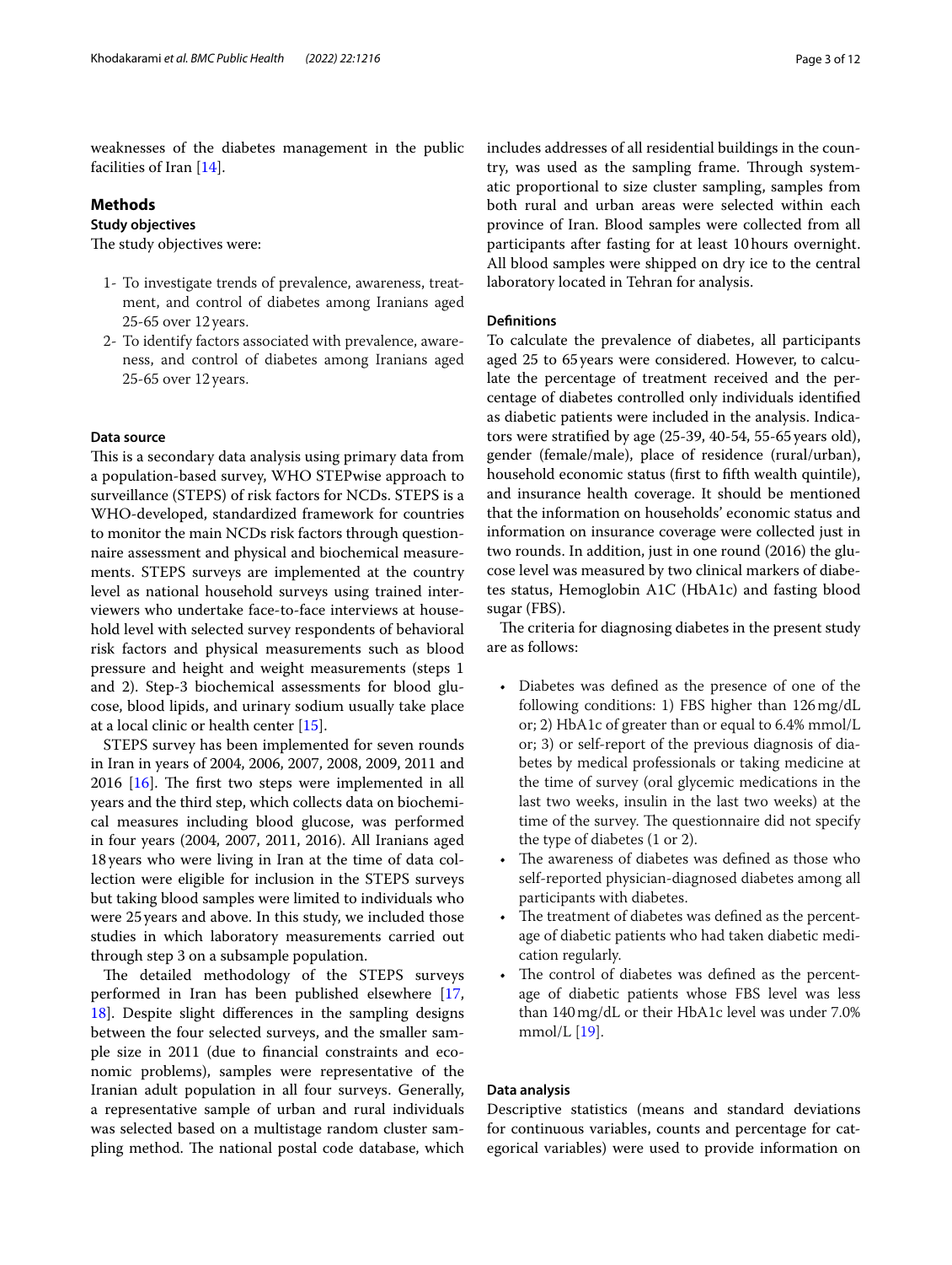weaknesses of the diabetes management in the public facilities of Iran [14].

## Methods

### Study objectives

The study objectives were:

1- To investigate trends of prevalence, awareness, treatment, and control of diabetes among Iranians aged 25-65 over 12 years.

2- To identify factors associated with prevalence, awareness, and control of diabetes among Iranians aged 25-65 over 12 years.

### Data source

This is a secondary data analysis using primary data from a population-based survey, WHO STEPwise approach to surveillance (STEPS) of risk factors for NCDs. STEPS is a WHO-developed, standardized framework for countries to monitor the main NCDs risk factors through questionnaire assessment and physical and biochemical measurements. STEPS surveys are implemented at the country level as national household surveys using trained interviewers who undertake face-to-face interviews at household level with selected survey respondents of behavioral risk factors and physical measurements such as blood pressure and height and weight measurements (steps 1 and 2). Step-3 biochemical assessments for blood glucose, blood lipids, and urinary sodium usually take place at a local clinic or health center [15].

STEPS survey has been implemented for seven rounds in Iran in years of 2004, 2006, 2007, 2008, 2009, 2011 and 2016 [16]. The first two steps were implemented in all years and the third step, which collects data on biochemical measures including blood glucose, was performed in four years (2004, 2007, 2011, 2016). All Iranians aged 18 years who were living in Iran at the time of data collection were eligible for inclusion in the STEPS surveys but taking blood samples were limited to individuals who were 25 years and above. In this study, we included those studies in which laboratory measurements carried out through step 3 on a subsample population.

The detailed methodology of the STEPS surveys performed in Iran has been published elsewhere [17, 18]. Despite slight differences in the sampling designs between the four selected surveys, and the smaller sample size in 2011 (due to financial constraints and economic problems), samples were representative of the Iranian adult population in all four surveys. Generally, a representative sample of urban and rural individuals was selected based on a multistage random cluster sampling method. The national postal code database, which includes addresses of all residential buildings in the country, was used as the sampling frame. Through systematic proportional to size cluster sampling, samples from both rural and urban areas were selected within each province of Iran. Blood samples were collected from all participants after fasting for at least 10 hours overnight. All blood samples were shipped on dry ice to the central laboratory located in Tehran for analysis.

### Definitions

To calculate the prevalence of diabetes, all participants aged 25 to 65 years were considered. However, to calculate the percentage of treatment received and the percentage of diabetes controlled only individuals identified as diabetic patients were included in the analysis. Indicators were stratified by age (25-39, 40-54, 55-65 years old), gender (female/male), place of residence (rural/urban), household economic status (first to fifth wealth quintile), and insurance health coverage. It should be mentioned that the information on households' economic status and information on insurance coverage were collected just in two rounds. In addition, just in one round (2016) the glucose level was measured by two clinical markers of diabetes status, Hemoglobin A1C (HbA1c) and fasting blood sugar (FBS).

The criteria for diagnosing diabetes in the present study are as follows:

- Diabetes was defined as the presence of one of the following conditions: 1) FBS higher than 126 mg/dL or; 2) HbA1c of greater than or equal to 6.4% mmol/L or; 3) or self-report of the previous diagnosis of diabetes by medical professionals or taking medicine at the time of survey (oral glycemic medications in the last two weeks, insulin in the last two weeks) at the time of the survey. The questionnaire did not specify the type of diabetes (1 or 2).
- The awareness of diabetes was defined as those who self-reported physician-diagnosed diabetes among all participants with diabetes.
- The treatment of diabetes was defined as the percentage of diabetic patients who had taken diabetic medication regularly.
- The control of diabetes was defined as the percentage of diabetic patients whose FBS level was less than 140 mg/dL or their HbA1c level was under 7.0% mmol/L [19].

### Data analysis

Descriptive statistics (means and standard deviations for continuous variables, counts and percentage for categorical variables) were used to provide information on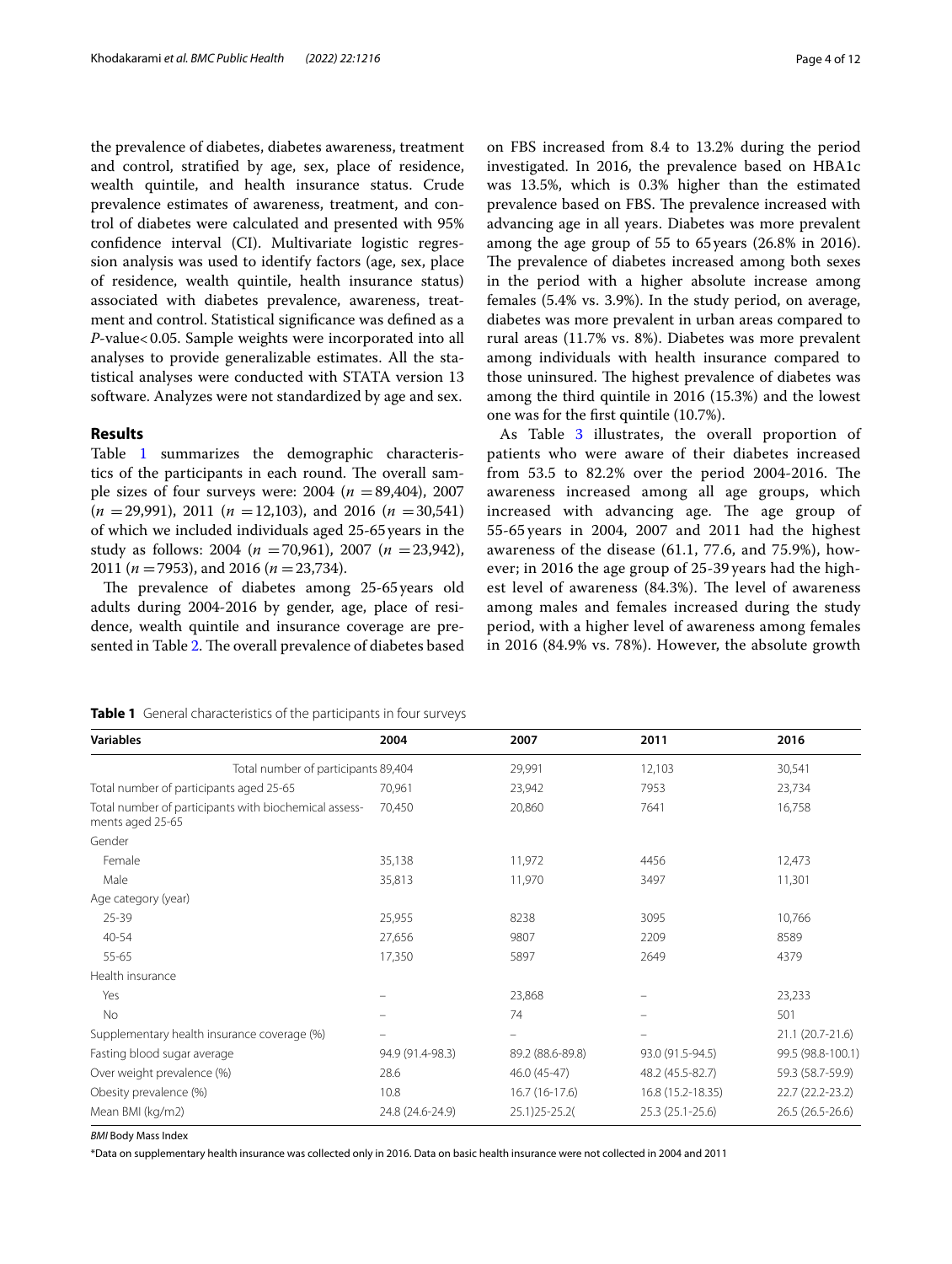the prevalence of diabetes, diabetes awareness, treatment and control, stratified by age, sex, place of residence, wealth quintile, and health insurance status. Crude prevalence estimates of awareness, treatment, and control of diabetes were calculated and presented with 95% confidence interval (CI). Multivariate logistic regression analysis was used to identify factors (age, sex, place of residence, wealth quintile, health insurance status) associated with diabetes prevalence, awareness, treatment and control. Statistical significance was defined as a *P*-value< 0.05. Sample weights were incorporated into all analyses to provide generalizable estimates. All the statistical analyses were conducted with STATA version 13 software. Analyzes were not standardized by age and sex.

## Results

Table 1 summarizes the demographic characteristics of the participants in each round. The overall sample sizes of four surveys were: 2004 ($n$ =89,404), 2007 ($n$ =29,991), 2011 ($n$ =12,103), and 2016 ($n$ =30,541) of which we included individuals aged 25-65 years in the study as follows: 2004 ($n$ =70,961), 2007 ($n$ =23,942), 2011 ($n$ =7953), and 2016 ($n$ =23,734).

The prevalence of diabetes among 25-65 years old adults during 2004-2016 by gender, age, place of residence, wealth quintile and insurance coverage are presented in Table 2. The overall prevalence of diabetes based on FBS increased from 8.4 to 13.2% during the period investigated. In 2016, the prevalence based on HBA1c was 13.5%, which is 0.3% higher than the estimated prevalence based on FBS. The prevalence increased with advancing age in all years. Diabetes was more prevalent among the age group of 55 to 65 years (26.8% in 2016). The prevalence of diabetes increased among both sexes in the period with a higher absolute increase among females (5.4% vs. 3.9%). In the study period, on average, diabetes was more prevalent in urban areas compared to rural areas (11.7% vs. 8%). Diabetes was more prevalent among individuals with health insurance compared to those uninsured. The highest prevalence of diabetes was among the third quintile in 2016 (15.3%) and the lowest one was for the first quintile (10.7%).

As Table 3 illustrates, the overall proportion of patients who were aware of their diabetes increased from 53.5 to 82.2% over the period 2004-2016. The awareness increased among all age groups, which increased with advancing age. The age group of 55-65 years in 2004, 2007 and 2011 had the highest awareness of the disease (61.1, 77.6, and 75.9%), however; in 2016 the age group of 25-39 years had the highest level of awareness (84.3%). The level of awareness among males and females increased during the study period, with a higher level of awareness among females in 2016 (84.9% vs. 78%). However, the absolute growth

**Table 1** General characteristics of the participants in four surveys

| Variables | 2004 | 2007 | 2011 | 2016 |
|---|---|---|---|---|
| Total number of participants | 89,404 | 29,991 | 12,103 | 30,541 |
| Total number of participants aged 25-65 | 70,961 | 23,942 | 7953 | 23,734 |
| Total number of participants with biochemical assessments aged 25-65 | 70,450 | 20,860 | 7641 | 16,758 |
| Gender | | | | |
| Female | 35,138 | 11,972 | 4456 | 12,473 |
| Male | 35,813 | 11,970 | 3497 | 11,301 |
| Age category (year) | | | | |
| 25-39 | 25,955 | 8238 | 3095 | 10,766 |
| 40-54 | 27,656 | 9807 | 2209 | 8589 |
| 55-65 | 17,350 | 5897 | 2649 | 4379 |
| Health insurance | | | | |
| Yes | – | 23,868 | – | 23,233 |
| No | – | 74 | – | 501 |
| Supplementary health insurance coverage (%) | – | – | – | 21.1 (20.7-21.6) |
| Fasting blood sugar average | 94.9 (91.4-98.3) | 89.2 (88.6-89.8) | 93.0 (91.5-94.5) | 99.5 (98.8-100.1) |
| Over weight prevalence (%) | 28.6 | 46.0 (45-47) | 48.2 (45.5-82.7) | 59.3 (58.7-59.9) |
| Obesity prevalence (%) | 10.8 | 16.7 (16-17.6) | 16.8 (15.2-18.35) | 22.7 (22.2-23.2) |
| Mean BMI (kg/m2) | 24.8 (24.6-24.9) | 25.1)25-25.2( | 25.3 (25.1-25.6) | 26.5 (26.5-26.6) |

*BMI* Body Mass Index

*Data on supplementary health insurance was collected only in 2016. Data on basic health insurance were not collected in 2004 and 2011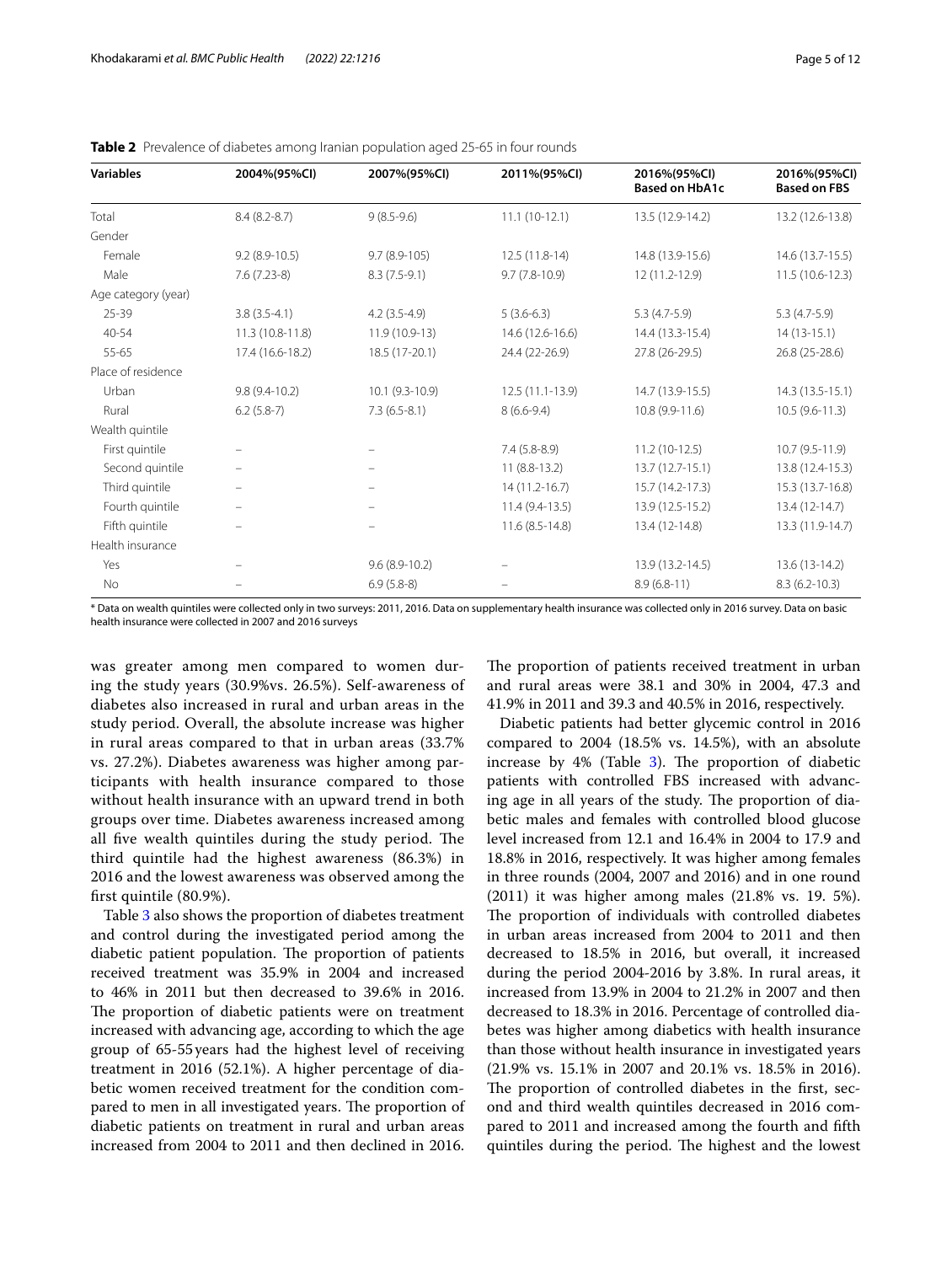**Table 2** Prevalence of diabetes among Iranian population aged 25-65 in four rounds

| Variables | 2004%(95%CI) | 2007%(95%CI) | 2011%(95%CI) | 2016%(95%CI) Based on HbA1c | 2016%(95%CI) Based on FBS |
|---|---|---|---|---|---|
| Total | 8.4 (8.2-8.7) | 9 (8.5-9.6) | 11.1 (10-12.1) | 13.5 (12.9-14.2) | 13.2 (12.6-13.8) |
| Gender | | | | | |
| Female | 9.2 (8.9-10.5) | 9.7 (8.9-105) | 12.5 (11.8-14) | 14.8 (13.9-15.6) | 14.6 (13.7-15.5) |
| Male | 7.6 (7.23-8) | 8.3 (7.5-9.1) | 9.7 (7.8-10.9) | 12 (11.2-12.9) | 11.5 (10.6-12.3) |
| Age category (year) | | | | | |
| 25-39 | 3.8 (3.5-4.1) | 4.2 (3.5-4.9) | 5 (3.6-6.3) | 5.3 (4.7-5.9) | 5.3 (4.7-5.9) |
| 40-54 | 11.3 (10.8-11.8) | 11.9 (10.9-13) | 14.6 (12.6-16.6) | 14.4 (13.3-15.4) | 14 (13-15.1) |
| 55-65 | 17.4 (16.6-18.2) | 18.5 (17-20.1) | 24.4 (22-26.9) | 27.8 (26-29.5) | 26.8 (25-28.6) |
| Place of residence | | | | | |
| Urban | 9.8 (9.4-10.2) | 10.1 (9.3-10.9) | 12.5 (11.1-13.9) | 14.7 (13.9-15.5) | 14.3 (13.5-15.1) |
| Rural | 6.2 (5.8-7) | 7.3 (6.5-8.1) | 8 (6.6-9.4) | 10.8 (9.9-11.6) | 10.5 (9.6-11.3) |
| Wealth quintile | | | | | |
| First quintile | – | – | 7.4 (5.8-8.9) | 11.2 (10-12.5) | 10.7 (9.5-11.9) |
| Second quintile | – | – | 11 (8.8-13.2) | 13.7 (12.7-15.1) | 13.8 (12.4-15.3) |
| Third quintile | – | – | 14 (11.2-16.7) | 15.7 (14.2-17.3) | 15.3 (13.7-16.8) |
| Fourth quintile | – | – | 11.4 (9.4-13.5) | 13.9 (12.5-15.2) | 13.4 (12-14.7) |
| Fifth quintile | – | – | 11.6 (8.5-14.8) | 13.4 (12-14.8) | 13.3 (11.9-14.7) |
| Health insurance | | | | | |
| Yes | – | 9.6 (8.9-10.2) | – | 13.9 (13.2-14.5) | 13.6 (13-14.2) |
| No | – | 6.9 (5.8-8) | – | 8.9 (6.8-11) | 8.3 (6.2-10.3) |

* Data on wealth quintiles were collected only in two surveys: 2011, 2016. Data on supplementary health insurance was collected only in 2016 survey. Data on basic health insurance were collected in 2007 and 2016 surveys

was greater among men compared to women during the study years (30.9%vs. 26.5%). Self-awareness of diabetes also increased in rural and urban areas in the study period. Overall, the absolute increase was higher in rural areas compared to that in urban areas (33.7% vs. 27.2%). Diabetes awareness was higher among participants with health insurance compared to those without health insurance with an upward trend in both groups over time. Diabetes awareness increased among all five wealth quintiles during the study period. The third quintile had the highest awareness (86.3%) in 2016 and the lowest awareness was observed among the first quintile (80.9%).

Table 3 also shows the proportion of diabetes treatment and control during the investigated period among the diabetic patient population. The proportion of patients received treatment was 35.9% in 2004 and increased to 46% in 2011 but then decreased to 39.6% in 2016. The proportion of diabetic patients were on treatment increased with advancing age, according to which the age group of 65-55 years had the highest level of receiving treatment in 2016 (52.1%). A higher percentage of diabetic women received treatment for the condition compared to men in all investigated years. The proportion of diabetic patients on treatment in rural and urban areas increased from 2004 to 2011 and then declined in 2016. The proportion of patients received treatment in urban and rural areas were 38.1 and 30% in 2004, 47.3 and 41.9% in 2011 and 39.3 and 40.5% in 2016, respectively.

Diabetic patients had better glycemic control in 2016 compared to 2004 (18.5% vs. 14.5%), with an absolute increase by 4% (Table 3). The proportion of diabetic patients with controlled FBS increased with advancing age in all years of the study. The proportion of diabetic males and females with controlled blood glucose level increased from 12.1 and 16.4% in 2004 to 17.9 and 18.8% in 2016, respectively. It was higher among females in three rounds (2004, 2007 and 2016) and in one round (2011) it was higher among males (21.8% vs. 19. 5%). The proportion of individuals with controlled diabetes in urban areas increased from 2004 to 2011 and then decreased to 18.5% in 2016, but overall, it increased during the period 2004-2016 by 3.8%. In rural areas, it increased from 13.9% in 2004 to 21.2% in 2007 and then decreased to 18.3% in 2016. Percentage of controlled diabetes was higher among diabetics with health insurance than those without health insurance in investigated years (21.9% vs. 15.1% in 2007 and 20.1% vs. 18.5% in 2016). The proportion of controlled diabetes in the first, second and third wealth quintiles decreased in 2016 compared to 2011 and increased among the fourth and fifth quintiles during the period. The highest and the lowest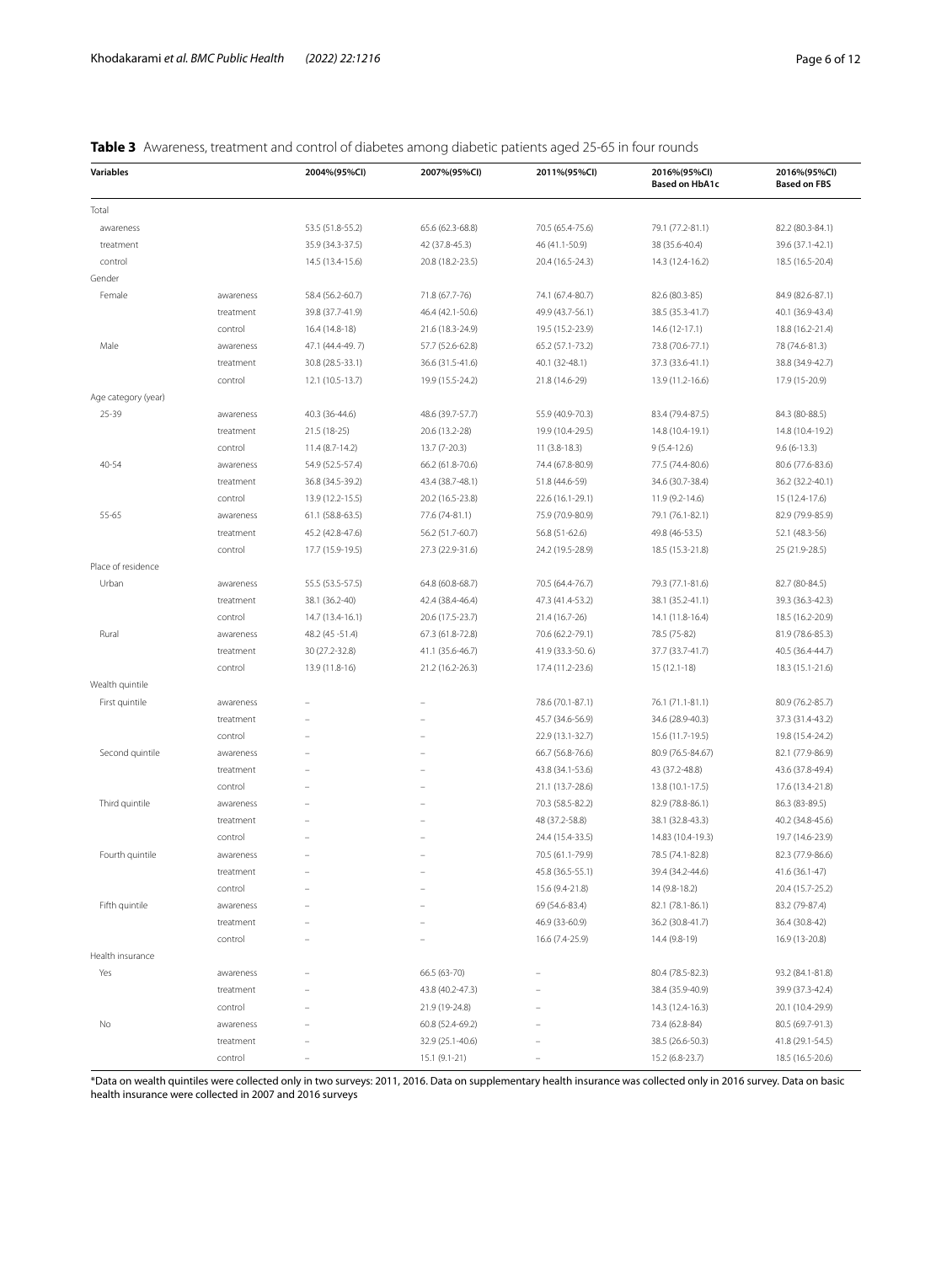**Table 3** Awareness, treatment and control of diabetes among diabetic patients aged 25-65 in four rounds

| Variables | | 2004%(95%CI) | 2007%(95%CI) | 2011%(95%CI) | 2016%(95%CI) Based on HbA1c | 2016%(95%CI) Based on FBS |
|---|---|---|---|---|---|---|
| Total | | | | | | |
| awareness | | 53.5 (51.8-55.2) | 65.6 (62.3-68.8) | 70.5 (65.4-75.6) | 79.1 (77.2-81.1) | 82.2 (80.3-84.1) |
| treatment | | 35.9 (34.3-37.5) | 42 (37.8-45.3) | 46 (41.1-50.9) | 38 (35.6-40.4) | 39.6 (37.1-42.1) |
| control | | 14.5 (13.4-15.6) | 20.8 (18.2-23.5) | 20.4 (16.5-24.3) | 14.3 (12.4-16.2) | 18.5 (16.5-20.4) |
| Gender | | | | | | |
| Female | awareness | 58.4 (56.2-60.7) | 71.8 (67.7-76) | 74.1 (67.4-80.7) | 82.6 (80.3-85) | 84.9 (82.6-87.1) |
| | treatment | 39.8 (37.7-41.9) | 46.4 (42.1-50.6) | 49.9 (43.7-56.1) | 38.5 (35.3-41.7) | 40.1 (36.9-43.4) |
| | control | 16.4 (14.8-18) | 21.6 (18.3-24.9) | 19.5 (15.2-23.9) | 14.6 (12-17.1) | 18.8 (16.2-21.4) |
| Male | awareness | 47.1 (44.4-49. 7) | 57.7 (52.6-62.8) | 65.2 (57.1-73.2) | 73.8 (70.6-77.1) | 78 (74.6-81.3) |
| | treatment | 30.8 (28.5-33.1) | 36.6 (31.5-41.6) | 40.1 (32-48.1) | 37.3 (33.6-41.1) | 38.8 (34.9-42.7) |
| | control | 12.1 (10.5-13.7) | 19.9 (15.5-24.2) | 21.8 (14.6-29) | 13.9 (11.2-16.6) | 17.9 (15-20.9) |
| Age category (year) | | | | | | |
| 25-39 | awareness | 40.3 (36-44.6) | 48.6 (39.7-57.7) | 55.9 (40.9-70.3) | 83.4 (79.4-87.5) | 84.3 (80-88.5) |
| | treatment | 21.5 (18-25) | 20.6 (13.2-28) | 19.9 (10.4-29.5) | 14.8 (10.4-19.1) | 14.8 (10.4-19.2) |
| | control | 11.4 (8.7-14.2) | 13.7 (7-20.3) | 11 (3.8-18.3) | 9 (5.4-12.6) | 9.6 (6-13.3) |
| 40-54 | awareness | 54.9 (52.5-57.4) | 66.2 (61.8-70.6) | 74.4 (67.8-80.9) | 77.5 (74.4-80.6) | 80.6 (77.6-83.6) |
| | treatment | 36.8 (34.5-39.2) | 43.4 (38.7-48.1) | 51.8 (44.6-59) | 34.6 (30.7-38.4) | 36.2 (32.2-40.1) |
| | control | 13.9 (12.2-15.5) | 20.2 (16.5-23.8) | 22.6 (16.1-29.1) | 11.9 (9.2-14.6) | 15 (12.4-17.6) |
| 55-65 | awareness | 61.1 (58.8-63.5) | 77.6 (74-81.1) | 75.9 (70.9-80.9) | 79.1 (76.1-82.1) | 82.9 (79.9-85.9) |
| | treatment | 45.2 (42.8-47.6) | 56.2 (51.7-60.7) | 56.8 (51-62.6) | 49.8 (46-53.5) | 52.1 (48.3-56) |
| | control | 17.7 (15.9-19.5) | 27.3 (22.9-31.6) | 24.2 (19.5-28.9) | 18.5 (15.3-21.8) | 25 (21.9-28.5) |
| Place of residence | | | | | | |
| Urban | awareness | 55.5 (53.5-57.5) | 64.8 (60.8-68.7) | 70.5 (64.4-76.7) | 79.3 (77.1-81.6) | 82.7 (80-84.5) |
| | treatment | 38.1 (36.2-40) | 42.4 (38.4-46.4) | 47.3 (41.4-53.2) | 38.1 (35.2-41.1) | 39.3 (36.3-42.3) |
| | control | 14.7 (13.4-16.1) | 20.6 (17.5-23.7) | 21.4 (16.7-26) | 14.1 (11.8-16.4) | 18.5 (16.2-20.9) |
| Rural | awareness | 48.2 (45 -51.4) | 67.3 (61.8-72.8) | 70.6 (62.2-79.1) | 78.5 (75-82) | 81.9 (78.6-85.3) |
| | treatment | 30 (27.2-32.8) | 41.1 (35.6-46.7) | 41.9 (33.3-50. 6) | 37.7 (33.7-41.7) | 40.5 (36.4-44.7) |
| | control | 13.9 (11.8-16) | 21.2 (16.2-26.3) | 17.4 (11.2-23.6) | 15 (12.1-18) | 18.3 (15.1-21.6) |
| Wealth quintile | | | | | | |
| First quintile | awareness | – | – | 78.6 (70.1-87.1) | 76.1 (71.1-81.1) | 80.9 (76.2-85.7) |
| | treatment | – | – | 45.7 (34.6-56.9) | 34.6 (28.9-40.3) | 37.3 (31.4-43.2) |
| | control | – | – | 22.9 (13.1-32.7) | 15.6 (11.7-19.5) | 19.8 (15.4-24.2) |
| Second quintile | awareness | – | – | 66.7 (56.8-76.6) | 80.9 (76.5-84.67) | 82.1 (77.9-86.9) |
| | treatment | – | – | 43.8 (34.1-53.6) | 43 (37.2-48.8) | 43.6 (37.8-49.4) |
| | control | – | – | 21.1 (13.7-28.6) | 13.8 (10.1-17.5) | 17.6 (13.4-21.8) |
| Third quintile | awareness | – | – | 70.3 (58.5-82.2) | 82.9 (78.8-86.1) | 86.3 (83-89.5) |
| | treatment | – | – | 48 (37.2-58.8) | 38.1 (32.8-43.3) | 40.2 (34.8-45.6) |
| | control | – | – | 24.4 (15.4-33.5) | 14.83 (10.4-19.3) | 19.7 (14.6-23.9) |
| Fourth quintile | awareness | – | – | 70.5 (61.1-79.9) | 78.5 (74.1-82.8) | 82.3 (77.9-86.6) |
| | treatment | – | – | 45.8 (36.5-55.1) | 39.4 (34.2-44.6) | 41.6 (36.1-47) |
| | control | – | – | 15.6 (9.4-21.8) | 14 (9.8-18.2) | 20.4 (15.7-25.2) |
| Fifth quintile | awareness | – | – | 69 (54.6-83.4) | 82.1 (78.1-86.1) | 83.2 (79-87.4) |
| | treatment | – | – | 46.9 (33-60.9) | 36.2 (30.8-41.7) | 36.4 (30.8-42) |
| | control | – | – | 16.6 (7.4-25.9) | 14.4 (9.8-19) | 16.9 (13-20.8) |
| Health insurance | | | | | | |
| Yes | awareness | – | 66.5 (63-70) | – | 80.4 (78.5-82.3) | 93.2 (84.1-81.8) |
| | treatment | – | 43.8 (40.2-47.3) | – | 38.4 (35.9-40.9) | 39.9 (37.3-42.4) |
| | control | – | 21.9 (19-24.8) | – | 14.3 (12.4-16.3) | 20.1 (10.4-29.9) |
| No | awareness | – | 60.8 (52.4-69.2) | – | 73.4 (62.8-84) | 80.5 (69.7-91.3) |
| | treatment | – | 32.9 (25.1-40.6) | – | 38.5 (26.6-50.3) | 41.8 (29.1-54.5) |
| | control | – | 15.1 (9.1-21) | – | 15.2 (6.8-23.7) | 18.5 (16.5-20.6) |

*Data on wealth quintiles were collected only in two surveys: 2011, 2016. Data on supplementary health insurance was collected only in 2016 survey. Data on basic health insurance were collected in 2007 and 2016 surveys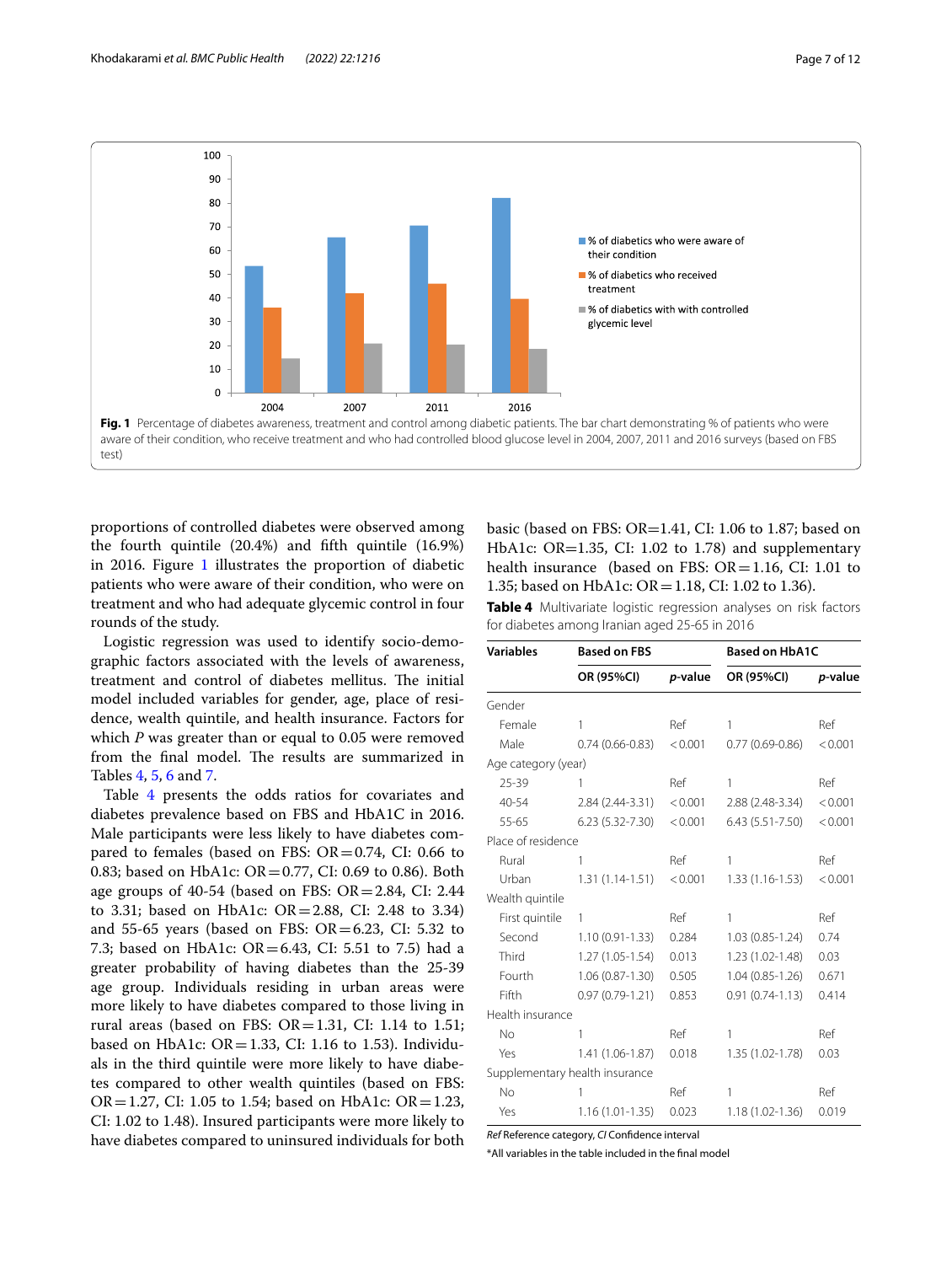Fig. 1 Percentage of diabetes awareness, treatment and control among diabetic patients. The bar chart demonstrating % of patients who were aware of their condition, who receive treatment and who had controlled blood glucose level in 2004, 2007, 2011 and 2016 surveys (based on FBS test)

proportions of controlled diabetes were observed among the fourth quintile (20.4%) and fifth quintile (16.9%) in 2016. Figure 1 illustrates the proportion of diabetic patients who were aware of their condition, who were on treatment and who had adequate glycemic control in four rounds of the study.

Logistic regression was used to identify socio-demographic factors associated with the levels of awareness, treatment and control of diabetes mellitus. The initial model included variables for gender, age, place of residence, wealth quintile, and health insurance. Factors for which $P$ was greater than or equal to 0.05 were removed from the final model. The results are summarized in Tables 4, 5, 6 and 7.

Table 4 presents the odds ratios for covariates and diabetes prevalence based on FBS and HbA1C in 2016. Male participants were less likely to have diabetes compared to females (based on FBS: OR = 0.74, CI: 0.66 to 0.83; based on HbA1c: OR = 0.77, CI: 0.69 to 0.86). Both age groups of 40-54 (based on FBS: OR = 2.84, CI: 2.44 to 3.31; based on HbA1c: OR = 2.88, CI: 2.48 to 3.34) and 55-65 years (based on FBS: OR = 6.23, CI: 5.32 to 7.3; based on HbA1c: OR = 6.43, CI: 5.51 to 7.5) had a greater probability of having diabetes than the 25-39 age group. Individuals residing in urban areas were more likely to have diabetes compared to those living in rural areas (based on FBS: OR = 1.31, CI: 1.14 to 1.51; based on HbA1c: OR = 1.33, CI: 1.16 to 1.53). Individuals in the third quintile were more likely to have diabetes compared to other wealth quintiles (based on FBS: OR = 1.27, CI: 1.05 to 1.54; based on HbA1c: OR = 1.23, CI: 1.02 to 1.48). Insured participants were more likely to have diabetes compared to uninsured individuals for both basic (based on FBS: OR = 1.41, CI: 1.06 to 1.87; based on HbA1c: OR = 1.35, CI: 1.02 to 1.78) and supplementary health insurance (based on FBS: OR = 1.16, CI: 1.01 to 1.35; based on HbA1c: OR = 1.18, CI: 1.02 to 1.36).

**Table 4** Multivariate logistic regression analyses on risk factors for diabetes among Iranian aged 25-65 in 2016

| Variables | Based on FBS | | Based on HbA1C | |
|---|---|---|---|---|
| | OR (95%CI) | *p*-value | OR (95%CI) | *p*-value |
| Gender | | | | |
| Female | 1 | Ref | 1 | Ref |
| Male | 0.74 (0.66-0.83) | < 0.001 | 0.77 (0.69-0.86) | < 0.001 |
| Age category (year) | | | | |
| 25-39 | 1 | Ref | 1 | Ref |
| 40-54 | 2.84 (2.44-3.31) | < 0.001 | 2.88 (2.48-3.34) | < 0.001 |
| 55-65 | 6.23 (5.32-7.30) | < 0.001 | 6.43 (5.51-7.50) | < 0.001 |
| Place of residence | | | | |
| Rural | 1 | Ref | 1 | Ref |
| Urban | 1.31 (1.14-1.51) | < 0.001 | 1.33 (1.16-1.53) | < 0.001 |
| Wealth quintile | | | | |
| First quintile | 1 | Ref | 1 | Ref |
| Second | 1.10 (0.91-1.33) | 0.284 | 1.03 (0.85-1.24) | 0.74 |
| Third | 1.27 (1.05-1.54) | 0.013 | 1.23 (1.02-1.48) | 0.03 |
| Fourth | 1.06 (0.87-1.30) | 0.505 | 1.04 (0.85-1.26) | 0.671 |
| Fifth | 0.97 (0.79-1.21) | 0.853 | 0.91 (0.74-1.13) | 0.414 |
| Health insurance | | | | |
| No | 1 | Ref | 1 | Ref |
| Yes | 1.41 (1.06-1.87) | 0.018 | 1.35 (1.02-1.78) | 0.03 |
| Supplementary health insurance | | | | |
| No | 1 | Ref | 1 | Ref |
| Yes | 1.16 (1.01-1.35) | 0.023 | 1.18 (1.02-1.36) | 0.019 |

*Ref* Reference category, *CI* Confidence interval

*All variables in the table included in the final model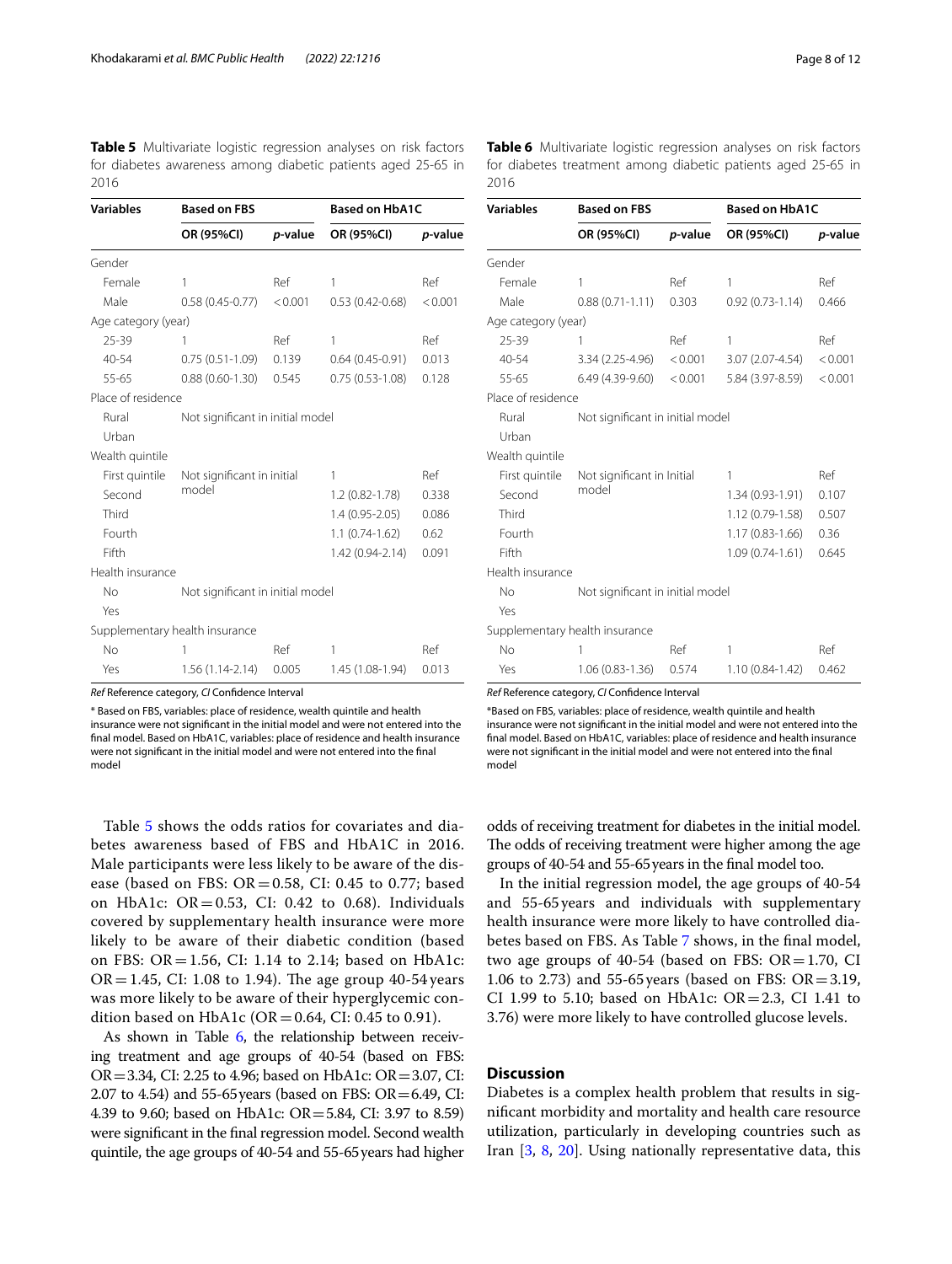**Table 5** Multivariate logistic regression analyses on risk factors for diabetes awareness among diabetic patients aged 25-65 in 2016

| Variables | Based on FBS | | Based on HbA1C | |
|---|---|---|---|---|
| | OR (95%CI) | *p*-value | OR (95%CI) | *p*-value |
| Gender | | | | |
| Female | 1 | Ref | 1 | Ref |
| Male | 0.58 (0.45-0.77) | < 0.001 | 0.53 (0.42-0.68) | < 0.001 |
| Age category (year) | | | | |
| 25-39 | 1 | Ref | 1 | Ref |
| 40-54 | 0.75 (0.51-1.09) | 0.139 | 0.64 (0.45-0.91) | 0.013 |
| 55-65 | 0.88 (0.60-1.30) | 0.545 | 0.75 (0.53-1.08) | 0.128 |
| Place of residence | | | | |
| Rural | Not significant in initial model | | | |
| Urban | | | | |
| Wealth quintile | | | | |
| First quintile | Not significant in initial model | | 1 | Ref |
| Second | | | 1.2 (0.82-1.78) | 0.338 |
| Third | | | 1.4 (0.95-2.05) | 0.086 |
| Fourth | | | 1.1 (0.74-1.62) | 0.62 |
| Fifth | | | 1.42 (0.94-2.14) | 0.091 |
| Health insurance | | | | |
| No | Not significant in initial model | | | |
| Yes | | | | |
| Supplementary health insurance | | | | |
| No | 1 | Ref | 1 | Ref |
| Yes | 1.56 (1.14-2.14) | 0.005 | 1.45 (1.08-1.94) | 0.013 |

*Ref* Reference category, *CI* Confidence Interval

* Based on FBS, variables: place of residence, wealth quintile and health insurance were not significant in the initial model and were not entered into the final model. Based on HbA1C, variables: place of residence and health insurance were not significant in the initial model and were not entered into the final model

**Table 6** Multivariate logistic regression analyses on risk factors for diabetes treatment among diabetic patients aged 25-65 in 2016

| Variables | Based on FBS | | Based on HbA1C | |
|---|---|---|---|---|
| | OR (95%CI) | *p*-value | OR (95%CI) | *p*-value |
| Gender | | | | |
| Female | 1 | Ref | 1 | Ref |
| Male | 0.88 (0.71-1.11) | 0.303 | 0.92 (0.73-1.14) | 0.466 |
| Age category (year) | | | | |
| 25-39 | 1 | Ref | 1 | Ref |
| 40-54 | 3.34 (2.25-4.96) | < 0.001 | 3.07 (2.07-4.54) | < 0.001 |
| 55-65 | 6.49 (4.39-9.60) | < 0.001 | 5.84 (3.97-8.59) | < 0.001 |
| Place of residence | | | | |
| Rural | Not significant in initial model | | | |
| Urban | | | | |
| Wealth quintile | | | | |
| First quintile | Not significant in Initial model | | 1 | Ref |
| Second | | | 1.34 (0.93-1.91) | 0.107 |
| Third | | | 1.12 (0.79-1.58) | 0.507 |
| Fourth | | | 1.17 (0.83-1.66) | 0.36 |
| Fifth | | | 1.09 (0.74-1.61) | 0.645 |
| Health insurance | | | | |
| No | Not significant in initial model | | | |
| Yes | | | | |
| Supplementary health insurance | | | | |
| No | 1 | Ref | 1 | Ref |
| Yes | 1.06 (0.83-1.36) | 0.574 | 1.10 (0.84-1.42) | 0.462 |

*Ref* Reference category, *CI* Confidence Interval

*Based on FBS, variables: place of residence, wealth quintile and health insurance were not significant in the initial model and were not entered into the final model. Based on HbA1C, variables: place of residence and health insurance were not significant in the initial model and were not entered into the final model

Table 5 shows the odds ratios for covariates and diabetes awareness based of FBS and HbA1C in 2016. Male participants were less likely to be aware of the disease (based on FBS: OR = 0.58, CI: 0.45 to 0.77; based on HbA1c: OR = 0.53, CI: 0.42 to 0.68). Individuals covered by supplementary health insurance were more likely to be aware of their diabetic condition (based on FBS: OR = 1.56, CI: 1.14 to 2.14; based on HbA1c: OR = 1.45, CI: 1.08 to 1.94). The age group 40-54 years was more likely to be aware of their hyperglycemic condition based on HbA1c (OR = 0.64, CI: 0.45 to 0.91).

As shown in Table 6, the relationship between receiving treatment and age groups of 40-54 (based on FBS: OR = 3.34, CI: 2.25 to 4.96; based on HbA1c: OR = 3.07, CI: 2.07 to 4.54) and 55-65 years (based on FBS: OR = 6.49, CI: 4.39 to 9.60; based on HbA1c: OR = 5.84, CI: 3.97 to 8.59) were significant in the final regression model. Second wealth quintile, the age groups of 40-54 and 55-65 years had higher odds of receiving treatment for diabetes in the initial model. The odds of receiving treatment were higher among the age groups of 40-54 and 55-65 years in the final model too.

In the initial regression model, the age groups of 40-54 and 55-65 years and individuals with supplementary health insurance were more likely to have controlled diabetes based on FBS. As Table 7 shows, in the final model, two age groups of 40-54 (based on FBS: OR = 1.70, CI 1.06 to 2.73) and 55-65 years (based on FBS: OR = 3.19, CI 1.99 to 5.10; based on HbA1c: OR = 2.3, CI 1.41 to 3.76) were more likely to have controlled glucose levels.

## Discussion

Diabetes is a complex health problem that results in significant morbidity and mortality and health care resource utilization, particularly in developing countries such as Iran [3, 8, 20]. Using nationally representative data, this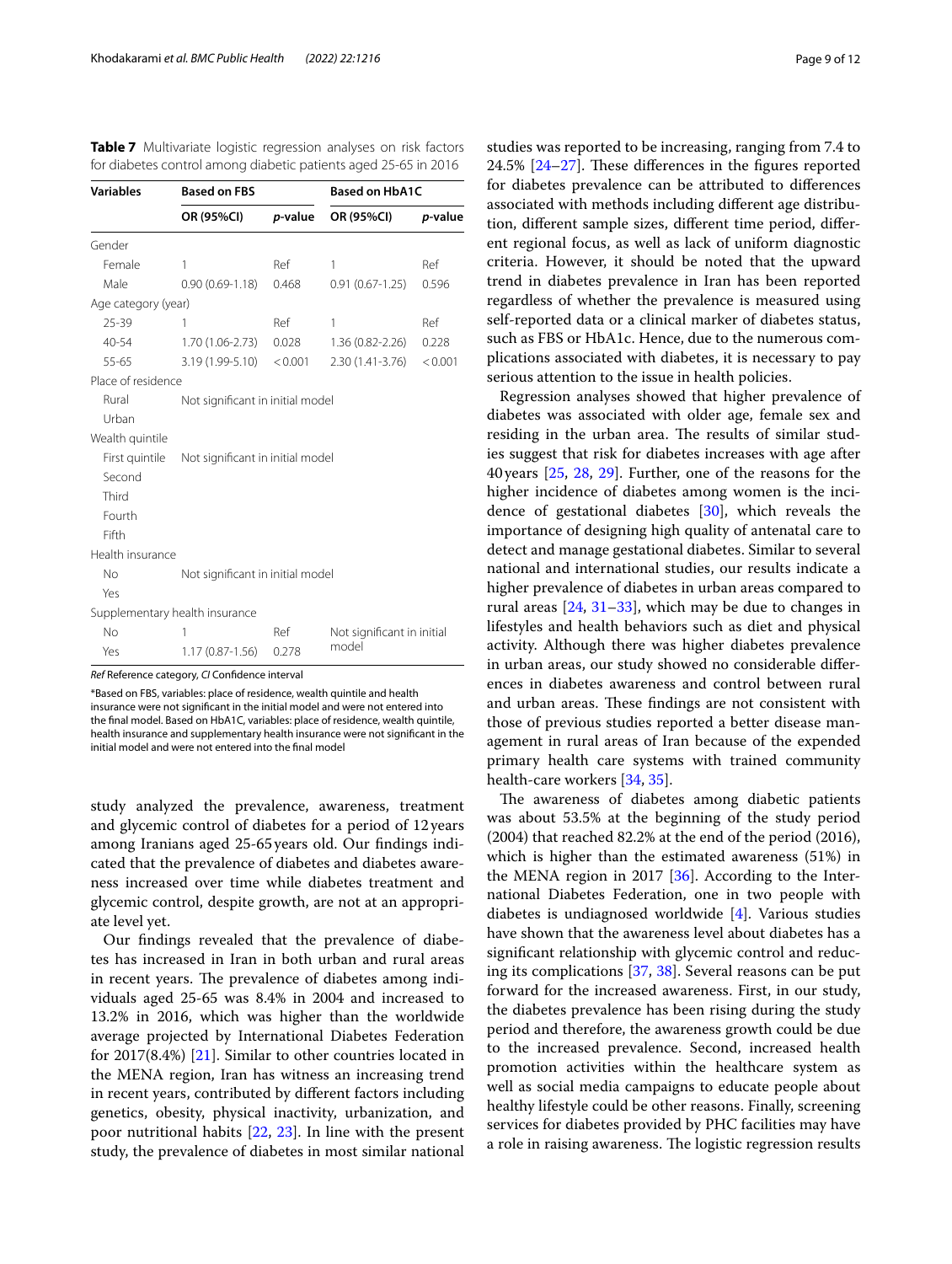**Table 7** Multivariate logistic regression analyses on risk factors for diabetes control among diabetic patients aged 25-65 in 2016

| Variables | Based on FBS | | Based on HbA1C | |
|---|---|---|---|---|
| | OR (95%CI) | *p*-value | OR (95%CI) | *p*-value |
| Gender | | | | |
| Female | 1 | Ref | 1 | Ref |
| Male | 0.90 (0.69-1.18) | 0.468 | 0.91 (0.67-1.25) | 0.596 |
| Age category (year) | | | | |
| 25-39 | 1 | Ref | 1 | Ref |
| 40-54 | 1.70 (1.06-2.73) | 0.028 | 1.36 (0.82-2.26) | 0.228 |
| 55-65 | 3.19 (1.99-5.10) | <0.001 | 2.30 (1.41-3.76) | <0.001 |
| Place of residence | | | | |
| Rural | Not significant in initial model | | | |
| Urban | | | | |
| Wealth quintile | | | | |
| First quintile | Not significant in initial model | | | |
| Second | | | | |
| Third | | | | |
| Fourth | | | | |
| Fifth | | | | |
| Health insurance | | | | |
| No | Not significant in initial model | | | |
| Yes | | | | |
| Supplementary health insurance | | | | |
| No | 1 | Ref | Not significant in initial model | |
| Yes | 1.17 (0.87-1.56) | 0.278 | | |

*Ref* Reference category, *CI* Confidence interval

*Based on FBS, variables: place of residence, wealth quintile and health insurance were not significant in the initial model and were not entered into the final model. Based on HbA1C, variables: place of residence, wealth quintile, health insurance and supplementary health insurance were not significant in the initial model and were not entered into the final model

study analyzed the prevalence, awareness, treatment and glycemic control of diabetes for a period of 12 years among Iranians aged 25-65 years old. Our findings indicated that the prevalence of diabetes and diabetes awareness increased over time while diabetes treatment and glycemic control, despite growth, are not at an appropriate level yet.

Our findings revealed that the prevalence of diabetes has increased in Iran in both urban and rural areas in recent years. The prevalence of diabetes among individuals aged 25-65 was 8.4% in 2004 and increased to 13.2% in 2016, which was higher than the worldwide average projected by International Diabetes Federation for 2017(8.4%) [21]. Similar to other countries located in the MENA region, Iran has witness an increasing trend in recent years, contributed by different factors including genetics, obesity, physical inactivity, urbanization, and poor nutritional habits [22, 23]. In line with the present study, the prevalence of diabetes in most similar national studies was reported to be increasing, ranging from 7.4 to 24.5% [24–27]. These differences in the figures reported for diabetes prevalence can be attributed to differences associated with methods including different age distribution, different sample sizes, different time period, different regional focus, as well as lack of uniform diagnostic criteria. However, it should be noted that the upward trend in diabetes prevalence in Iran has been reported regardless of whether the prevalence is measured using self-reported data or a clinical marker of diabetes status, such as FBS or HbA1c. Hence, due to the numerous complications associated with diabetes, it is necessary to pay serious attention to the issue in health policies.

Regression analyses showed that higher prevalence of diabetes was associated with older age, female sex and residing in the urban area. The results of similar studies suggest that risk for diabetes increases with age after 40 years [25, 28, 29]. Further, one of the reasons for the higher incidence of diabetes among women is the incidence of gestational diabetes [30], which reveals the importance of designing high quality of antenatal care to detect and manage gestational diabetes. Similar to several national and international studies, our results indicate a higher prevalence of diabetes in urban areas compared to rural areas [24, 31–33], which may be due to changes in lifestyles and health behaviors such as diet and physical activity. Although there was higher diabetes prevalence in urban areas, our study showed no considerable differences in diabetes awareness and control between rural and urban areas. These findings are not consistent with those of previous studies reported a better disease management in rural areas of Iran because of the expended primary health care systems with trained community health-care workers [34, 35].

The awareness of diabetes among diabetic patients was about 53.5% at the beginning of the study period (2004) that reached 82.2% at the end of the period (2016), which is higher than the estimated awareness (51%) in the MENA region in 2017 [36]. According to the International Diabetes Federation, one in two people with diabetes is undiagnosed worldwide [4]. Various studies have shown that the awareness level about diabetes has a significant relationship with glycemic control and reducing its complications [37, 38]. Several reasons can be put forward for the increased awareness. First, in our study, the diabetes prevalence has been rising during the study period and therefore, the awareness growth could be due to the increased prevalence. Second, increased health promotion activities within the healthcare system as well as social media campaigns to educate people about healthy lifestyle could be other reasons. Finally, screening services for diabetes provided by PHC facilities may have a role in raising awareness. The logistic regression results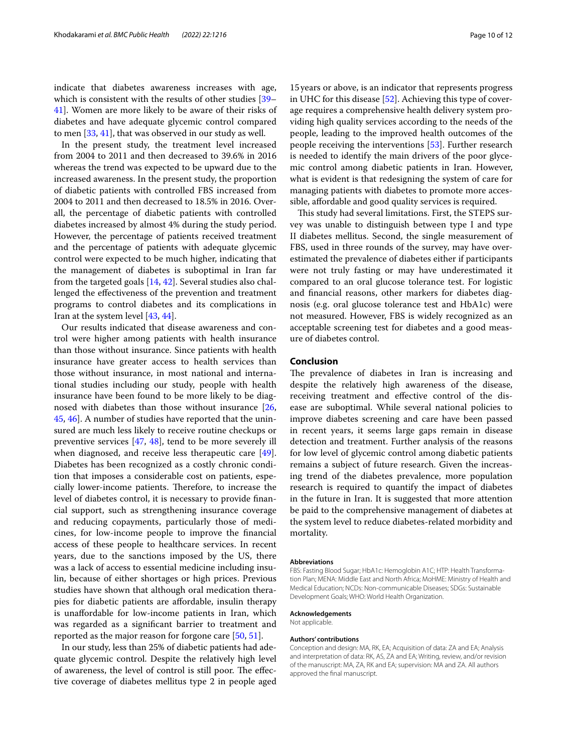indicate that diabetes awareness increases with age, which is consistent with the results of other studies [39–41]. Women are more likely to be aware of their risks of diabetes and have adequate glycemic control compared to men [33, 41], that was observed in our study as well.

In the present study, the treatment level increased from 2004 to 2011 and then decreased to 39.6% in 2016 whereas the trend was expected to be upward due to the increased awareness. In the present study, the proportion of diabetic patients with controlled FBS increased from 2004 to 2011 and then decreased to 18.5% in 2016. Overall, the percentage of diabetic patients with controlled diabetes increased by almost 4% during the study period. However, the percentage of patients received treatment and the percentage of patients with adequate glycemic control were expected to be much higher, indicating that the management of diabetes is suboptimal in Iran far from the targeted goals [14, 42]. Several studies also challenged the effectiveness of the prevention and treatment programs to control diabetes and its complications in Iran at the system level [43, 44].

Our results indicated that disease awareness and control were higher among patients with health insurance than those without insurance. Since patients with health insurance have greater access to health services than those without insurance, in most national and international studies including our study, people with health insurance have been found to be more likely to be diagnosed with diabetes than those without insurance [26, 45, 46]. A number of studies have reported that the uninsured are much less likely to receive routine checkups or preventive services [47, 48], tend to be more severely ill when diagnosed, and receive less therapeutic care [49]. Diabetes has been recognized as a costly chronic condition that imposes a considerable cost on patients, especially lower-income patients. Therefore, to increase the level of diabetes control, it is necessary to provide financial support, such as strengthening insurance coverage and reducing copayments, particularly those of medicines, for low-income people to improve the financial access of these people to healthcare services. In recent years, due to the sanctions imposed by the US, there was a lack of access to essential medicine including insulin, because of either shortages or high prices. Previous studies have shown that although oral medication therapies for diabetic patients are affordable, insulin therapy is unaffordable for low-income patients in Iran, which was regarded as a significant barrier to treatment and reported as the major reason for forgone care [50, 51].

In our study, less than 25% of diabetic patients had adequate glycemic control. Despite the relatively high level of awareness, the level of control is still poor. The effective coverage of diabetes mellitus type 2 in people aged 15 years or above, is an indicator that represents progress in UHC for this disease [52]. Achieving this type of coverage requires a comprehensive health delivery system providing high quality services according to the needs of the people, leading to the improved health outcomes of the people receiving the interventions [53]. Further research is needed to identify the main drivers of the poor glycemic control among diabetic patients in Iran. However, what is evident is that redesigning the system of care for managing patients with diabetes to promote more accessible, affordable and good quality services is required.

This study had several limitations. First, the STEPS survey was unable to distinguish between type I and type II diabetes mellitus. Second, the single measurement of FBS, used in three rounds of the survey, may have overestimated the prevalence of diabetes either if participants were not truly fasting or may have underestimated it compared to an oral glucose tolerance test. For logistic and financial reasons, other markers for diabetes diagnosis (e.g. oral glucose tolerance test and HbA1c) were not measured. However, FBS is widely recognized as an acceptable screening test for diabetes and a good measure of diabetes control.

## Conclusion

The prevalence of diabetes in Iran is increasing and despite the relatively high awareness of the disease, receiving treatment and effective control of the disease are suboptimal. While several national policies to improve diabetes screening and care have been passed in recent years, it seems large gaps remain in disease detection and treatment. Further analysis of the reasons for low level of glycemic control among diabetic patients remains a subject of future research. Given the increasing trend of the diabetes prevalence, more population research is required to quantify the impact of diabetes in the future in Iran. It is suggested that more attention be paid to the comprehensive management of diabetes at the system level to reduce diabetes-related morbidity and mortality.

#### Abbreviations

FBS: Fasting Blood Sugar; HbA1c: Hemoglobin A1C; HTP: Health Transformation Plan; MENA: Middle East and North Africa; MoHME: Ministry of Health and Medical Education; NCDs: Non-communicable Diseases; SDGs: Sustainable Development Goals; WHO: World Health Organization.

#### Acknowledgements

Not applicable.

#### Authors' contributions

Conception and design: MA, RK, EA; Acquisition of data: ZA and EA; Analysis and interpretation of data: RK, AS, ZA and EA; Writing, review, and/or revision of the manuscript: MA, ZA, RK and EA; supervision: MA and ZA. All authors approved the final manuscript.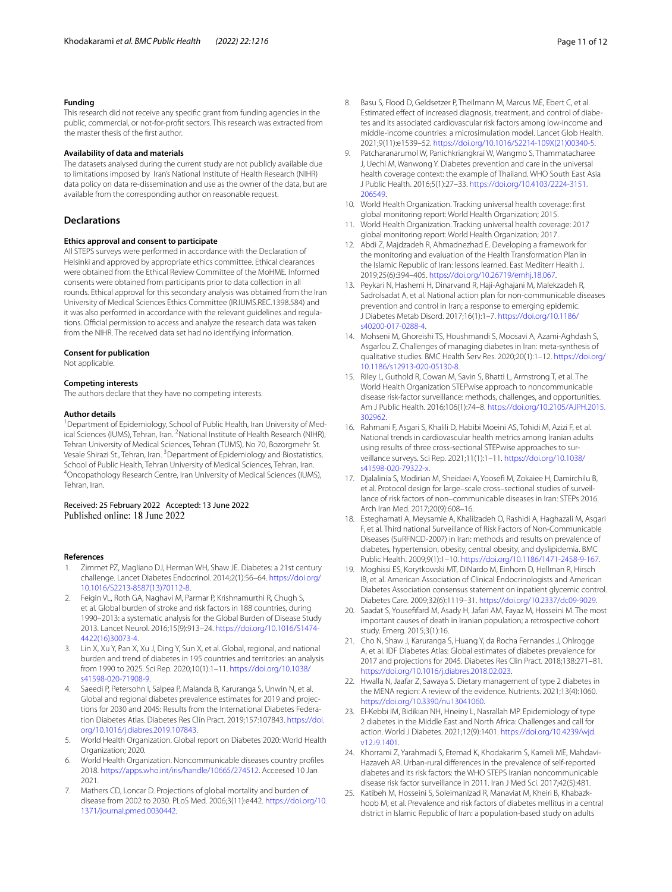### Funding

This research did not receive any specific grant from funding agencies in the public, commercial, or not-for-profit sectors. This research was extracted from the master thesis of the first author.

### Availability of data and materials

The datasets analysed during the current study are not publicly available due to limitations imposed by Iran's National Institute of Health Research (NIHR) data policy on data re-dissemination and use as the owner of the data, but are available from the corresponding author on reasonable request.

## Declarations

### Ethics approval and consent to participate

All STEPS surveys were performed in accordance with the Declaration of Helsinki and approved by appropriate ethics committee. Ethical clearances were obtained from the Ethical Review Committee of the MoHME. Informed consents were obtained from participants prior to data collection in all rounds. Ethical approval for this secondary analysis was obtained from the Iran University of Medical Sciences Ethics Committee (IR.IUMS.REC.1398.584) and it was also performed in accordance with the relevant guidelines and regulations. Official permission to access and analyze the research data was taken from the NIHR. The received data set had no identifying information.

### Consent for publication

Not applicable.

### Competing interests

The authors declare that they have no competing interests.

### Author details

[1]Department of Epidemiology, School of Public Health, Iran University of Medical Sciences (IUMS), Tehran, Iran. [2]National Institute of Health Research (NIHR), Tehran University of Medical Sciences, Tehran (TUMS), No 70, Bozorgmehr St. Vesale Shirazi St., Tehran, Iran. [3]Department of Epidemiology and Biostatistics, School of Public Health, Tehran University of Medical Sciences, Tehran, Iran. [4]Oncopathology Research Centre, Iran University of Medical Sciences (IUMS), Tehran, Iran.

Received: 25 February 2022 Accepted: 13 June 2022
Published online: 18 June 2022

### References

1. Zimmet PZ, Magliano DJ, Herman WH, Shaw JE. Diabetes: a 21st century challenge. Lancet Diabetes Endocrinol. 2014;2(1):56–64. https://doi.org/10.1016/S2213-8587(13)70112-8.
2. Feigin VL, Roth GA, Naghavi M, Parmar P, Krishnamurthi R, Chugh S, et al. Global burden of stroke and risk factors in 188 countries, during 1990–2013: a systematic analysis for the Global Burden of Disease Study 2013. Lancet Neurol. 2016;15(9):913–24. https://doi.org/10.1016/S1474-4422(16)30073-4.
3. Lin X, Xu Y, Pan X, Xu J, Ding Y, Sun X, et al. Global, regional, and national burden and trend of diabetes in 195 countries and territories: an analysis from 1990 to 2025. Sci Rep. 2020;10(1):1–11. https://doi.org/10.1038/s41598-020-71908-9.
4. Saeedi P, Petersohn I, Salpea P, Malanda B, Karuranga S, Unwin N, et al. Global and regional diabetes prevalence estimates for 2019 and projections for 2030 and 2045: Results from the International Diabetes Federation Diabetes Atlas. Diabetes Res Clin Pract. 2019;157:107843. https://doi.org/10.1016/j.diabres.2019.107843.
5. World Health Organization. Global report on Diabetes 2020: World Health Organization; 2020.
6. World Health Organization. Noncommunicable diseases country profiles 2018. https://apps.who.int/iris/handle/10665/274512. Acceesed 10 Jan 2021.
7. Mathers CD, Loncar D. Projections of global mortality and burden of disease from 2002 to 2030. PLoS Med. 2006;3(11):e442. https://doi.org/10.1371/journal.pmed.0030442.
8. Basu S, Flood D, Geldsetzer P, Theilmann M, Marcus ME, Ebert C, et al. Estimated effect of increased diagnosis, treatment, and control of diabetes and its associated cardiovascular risk factors among low-income and middle-income countries: a microsimulation model. Lancet Glob Health. 2021;9(11):e1539–52. https://doi.org/10.1016/S2214-109X(21)00340-5.
9. Patcharanarumol W, Panichkriangkrai W, Wangmo S, Thammatacharee J, Uechi M, Wanwong Y. Diabetes prevention and care in the universal health coverage context: the example of Thailand. WHO South East Asia J Public Health. 2016;5(1):27–33. https://doi.org/10.4103/2224-3151.206549.
10. World Health Organization. Tracking universal health coverage: first global monitoring report: World Health Organization; 2015.
11. World Health Organization. Tracking universal health coverage: 2017 global monitoring report: World Health Organization; 2017.
12. Abdi Z, Majdzadeh R, Ahmadnezhad E. Developing a framework for the monitoring and evaluation of the Health Transformation Plan in the Islamic Republic of Iran: lessons learned. East Mediterr Health J. 2019;25(6):394–405. https://doi.org/10.26719/emhj.18.067.
13. Peykari N, Hashemi H, Dinarvand R, Haji-Aghajani M, Malekzadeh R, Sadrolsadat A, et al. National action plan for non-communicable diseases prevention and control in Iran; a response to emerging epidemic. J Diabetes Metab Disord. 2017;16(1):1–7. https://doi.org/10.1186/s40200-017-0288-4.
14. Mohseni M, Ghoreishi TS, Houshmandi S, Moosavi A, Azami-Aghdash S, Asgarlou Z. Challenges of managing diabetes in Iran: meta-synthesis of qualitative studies. BMC Health Serv Res. 2020;20(1):1–12. https://doi.org/10.1186/s12913-020-05130-8.
15. Riley L, Guthold R, Cowan M, Savin S, Bhatti L, Armstrong T, et al. The World Health Organization STEPwise approach to noncommunicable disease risk-factor surveillance: methods, challenges, and opportunities. Am J Public Health. 2016;106(1):74–8. https://doi.org/10.2105/AJPH.2015.302962.
16. Rahmani F, Asgari S, Khalili D, Habibi Moeini AS, Tohidi M, Azizi F, et al. National trends in cardiovascular health metrics among Iranian adults using results of three cross-sectional STEPwise approaches to surveillance surveys. Sci Rep. 2021;11(1):1–11. https://doi.org/10.1038/s41598-020-79322-x.
17. Djalalinia S, Modirian M, Sheidaei A, Yoosefi M, Zokaiee H, Damirchilu B, et al. Protocol design for large–scale cross–sectional studies of surveillance of risk factors of non–communicable diseases in Iran: STEPs 2016. Arch Iran Med. 2017;20(9):608–16.
18. Esteghamati A, Meysamie A, Khalilzadeh O, Rashidi A, Haghazali M, Asgari F, et al. Third national Surveillance of Risk Factors of Non-Communicable Diseases (SuRFNCD-2007) in Iran: methods and results on prevalence of diabetes, hypertension, obesity, central obesity, and dyslipidemia. BMC Public Health. 2009;9(1):1–10. https://doi.org/10.1186/1471-2458-9-167.
19. Moghissi ES, Korytkowski MT, DiNardo M, Einhorn D, Hellman R, Hirsch IB, et al. American Association of Clinical Endocrinologists and American Diabetes Association consensus statement on inpatient glycemic control. Diabetes Care. 2009;32(6):1119–31. https://doi.org/10.2337/dc09-9029.
20. Saadat S, Yousefifard M, Asady H, Jafari AM, Fayaz M, Hosseini M. The most important causes of death in Iranian population; a retrospective cohort study. Emerg. 2015;3(1):16.
21. Cho N, Shaw J, Karuranga S, Huang Y, da Rocha Fernandes J, Ohlrogge A, et al. IDF Diabetes Atlas: Global estimates of diabetes prevalence for 2017 and projections for 2045. Diabetes Res Clin Pract. 2018;138:271–81. https://doi.org/10.1016/j.diabres.2018.02.023.
22. Hwalla N, Jaafar Z, Sawaya S. Dietary management of type 2 diabetes in the MENA region: A review of the evidence. Nutrients. 2021;13(4):1060. https://doi.org/10.3390/nu13041060.
23. El-Kebbi IM, Bidikian NH, Hneiny L, Nasrallah MP. Epidemiology of type 2 diabetes in the Middle East and North Africa: Challenges and call for action. World J Diabetes. 2021;12(9):1401. https://doi.org/10.4239/wjd.v12.i9.1401.
24. Khorrami Z, Yarahmadi S, Etemad K, Khodakarim S, Kameli ME, Mahdavi-Hazaveh AR. Urban-rural differences in the prevalence of self-reported diabetes and its risk factors: the WHO STEPS Iranian noncommunicable disease risk factor surveillance in 2011. Iran J Med Sci. 2017;42(5):481.
25. Katibeh M, Hosseini S, Soleimanizad R, Manaviat M, Kheiri B, Khabazkhoob M, et al. Prevalence and risk factors of diabetes mellitus in a central district in Islamic Republic of Iran: a population-based study on adults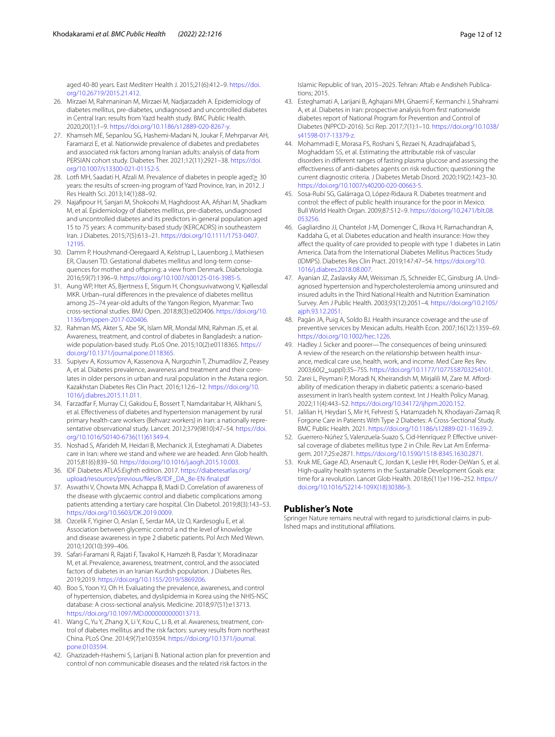aged 40-80 years. East Mediterr Health J. 2015;21(6):412–9. https://doi.org/10.26719/2015.21.412.

26. Mirzaei M, Rahmaninan M, Mirzaei M, Nadjarzadeh A. Epidemiology of diabetes mellitus, pre-diabetes, undiagnosed and uncontrolled diabetes in Central Iran: results from Yazd health study. BMC Public Health. 2020;20(1):1–9. https://doi.org/10.1186/s12889-020-8267-y.
27. Khamseh ME, Sepanlou SG, Hashemi-Madani N, Joukar F, Mehrparvar AH, Faramarzi E, et al. Nationwide prevalence of diabetes and prediabetes and associated risk factors among Iranian adults: analysis of data from PERSIAN cohort study. Diabetes Ther. 2021;12(11):2921–38. https://doi.org/10.1007/s13300-021-01152-5.
28. Lotfi MH, Saadati H, Afzali M. Prevalence of diabetes in people aged≥ 30 years: the results of screen-ing program of Yazd Province, Iran, in 2012. J Res Health Sci. 2013;14(1):88–92.
29. Najafipour H, Sanjari M, Shokoohi M, Haghdoost AA, Afshari M, Shadkam M, et al. Epidemiology of diabetes mellitus, pre-diabetes, undiagnosed and uncontrolled diabetes and its predictors in general population aged 15 to 75 years: A community-based study (KERCADRS) in southeastern Iran. J Diabetes. 2015;7(5):613–21. https://doi.org/10.1111/1753-0407.12195.
30. Damm P, Houshmand-Oeregaard A, Kelstrup L, Lauenborg J, Mathiesen ER, Clausen TD. Gestational diabetes mellitus and long-term consequences for mother and offspring: a view from Denmark. Diabetologia. 2016;59(7):1396–9. https://doi.org/10.1007/s00125-016-3985-5.
31. Aung WP, Htet AS, Bjertness E, Stigum H, Chongsuvivatwong V, Kjøllesdal MKR. Urban–rural differences in the prevalence of diabetes mellitus among 25–74 year-old adults of the Yangon Region, Myanmar: Two cross-sectional studies. BMJ Open. 2018;8(3):e020406. https://doi.org/10.1136/bmjopen-2017-020406.
32. Rahman MS, Akter S, Abe SK, Islam MR, Mondal MNI, Rahman JS, et al. Awareness, treatment, and control of diabetes in Bangladesh: a nationwide population-based study. PLoS One. 2015;10(2):e0118365. https://doi.org/10.1371/journal.pone.0118365.
33. Supiyev A, Kossumov A, Kassenova A, Nurgozhin T, Zhumadilov Z, Peasey A, et al. Diabetes prevalence, awareness and treatment and their correlates in older persons in urban and rural population in the Astana region. Kazakhstan Diabetes Res Clin Pract. 2016;112:6–12. https://doi.org/10.1016/j.diabres.2015.11.011.
34. Farzadfar F, Murray CJ, Gakidou E, Bossert T, Namdaritabar H, Alikhani S, et al. Effectiveness of diabetes and hypertension management by rural primary health-care workers (Behvarz workers) in Iran: a nationally representative observational study. Lancet. 2012;379(9810):47–54. https://doi.org/10.1016/S0140-6736(11)61349-4.
35. Noshad S, Afarideh M, Heidari B, Mechanick JI, Esteghamati A. Diabetes care in Iran: where we stand and where we are headed. Ann Glob health. 2015;81(6):839–50. https://doi.org/10.1016/j.aogh.2015.10.003.
36. IDF Diabetes ATLAS:Eighth edition. 2017. https://diabetesatlas.org/upload/resources/previous/files/8/IDF_DA_8e-EN-final.pdf
37. Aswathi V, Chowta MN, Achappa B, Madi D. Correlation of awareness of the disease with glycaemic control and diabetic complications among patients attending a tertiary care hospital. Clin Diabetol. 2019;8(3):143–53. https://doi.org/10.5603/DK.2019.0009.
38. Ozcelik F, Yiginer O, Arslan E, Serdar MA, Uz O, Kardesoglu E, et al. Association between glycemic control a nd the level of knowledge and disease awareness in type 2 diabetic patients. Pol Arch Med Wewn. 2010;120(10):399–406.
39. Safari-Faramani R, Rajati F, Tavakol K, Hamzeh B, Pasdar Y, Moradinazar M, et al. Prevalence, awareness, treatment, control, and the associated factors of diabetes in an Iranian Kurdish population. J Diabetes Res. 2019;2019. https://doi.org/10.1155/2019/5869206.
40. Boo S, Yoon YJ, Oh H. Evaluating the prevalence, awareness, and control of hypertension, diabetes, and dyslipidemia in Korea using the NHIS-NSC database: A cross-sectional analysis. Medicine. 2018;97(51):e13713. https://doi.org/10.1097/MD.0000000000013713.
41. Wang C, Yu Y, Zhang X, Li Y, Kou C, Li B, et al. Awareness, treatment, control of diabetes mellitus and the risk factors: survey results from northeast China. PLoS One. 2014;9(7):e103594. https://doi.org/10.1371/journal.pone.0103594.
42. Ghazizadeh-Hashemi S, Larijani B. National action plan for prevention and control of non communicable diseases and the related risk factors in the Islamic Republic of Iran, 2015–2025. Tehran: Aftab e Andisheh Publications; 2015.
43. Esteghamati A, Larijani B, Aghajani MH, Ghaemi F, Kermanchi J, Shahrami A, et al. Diabetes in Iran: prospective analysis from first nationwide diabetes report of National Program for Prevention and Control of Diabetes (NPPCD-2016). Sci Rep. 2017;7(1):1–10. https://doi.org/10.1038/s41598-017-13379-z.
44. Mohammadi E, Morasa FS, Roshani S, Rezaei N, Azadnajafabad S, Moghaddam SS, et al. Estimating the attributable risk of vascular disorders in different ranges of fasting plasma glucose and assessing the effectiveness of anti-diabetes agents on risk reduction; questioning the current diagnostic criteria. J Diabetes Metab Disord. 2020;19(2):1423–30. https://doi.org/10.1007/s40200-020-00663-5.
45. Sosa-Rubí SG, Galárraga O, López-Ridaura R. Diabetes treatment and control: the effect of public health insurance for the poor in Mexico. Bull World Health Organ. 2009;87:512–9. https://doi.org/10.2471/blt.08.053256.
46. Gagliardino JJ, Chantelot J-M, Domenger C, Ilkova H, Ramachandran A, Kaddaha G, et al. Diabetes education and health insurance: How they affect the quality of care provided to people with type 1 diabetes in Latin America. Data from the International Diabetes Mellitus Practices Study (IDMPS). Diabetes Res Clin Pract. 2019;147:47–54. https://doi.org/10.1016/j.diabres.2018.08.007.
47. Ayanian JZ, Zaslavsky AM, Weissman JS, Schneider EC, Ginsburg JA. Undiagnosed hypertension and hypercholesterolemia among uninsured and insured adults in the Third National Health and Nutrition Examination Survey. Am J Public Health. 2003;93(12):2051–4. https://doi.org/10.2105/ajph.93.12.2051.
48. Pagán JA, Puig A, Soldo BJ. Health insurance coverage and the use of preventive services by Mexican adults. Health Econ. 2007;16(12):1359–69. https://doi.org/10.1002/hec.1226.
49. Hadley J. Sicker and poorer—The consequences of being uninsured: A review of the research on the relationship between health insurance, medical care use, health, work, and income. Med Care Res Rev. 2003;60(2_suppl):3S–75S. https://doi.org/10.1177/1077558703254101.
50. Zarei L, Peymani P, Moradi N, Kheirandish M, Mirjalili M, Zare M. Affordability of medication therapy in diabetic patients: a scenario-based assessment in Iran's health system context. Int J Health Policy Manag. 2022;11(4):443–52. https://doi.org/10.34172/ijhpm.2020.152.
51. Jalilian H, Heydari S, Mir H, Fehresti S, Hatamzadeh N, Khodayari-Zarnaq R. Forgone Care in Patients With Type 2 Diabetes: A Cross-Sectional Study. BMC Public Health. 2021. https://doi.org/10.1186/s12889-021-11639-2.
52. Guerrero-Núñez S, Valenzuela-Suazo S, Cid-Henríquez P. Effective universal coverage of diabetes mellitus type 2 in Chile. Rev Lat Am Enfermagem. 2017;25:e2871. https://doi.org/10.1590/1518-8345.1630.2871.
53. Kruk ME, Gage AD, Arsenault C, Jordan K, Leslie HH, Roder-DeWan S, et al. High-quality health systems in the Sustainable Development Goals era: time for a revolution. Lancet Glob Health. 2018;6(11):e1196–252. https://doi.org/10.1016/S2214-109X(18)30386-3.

## Publisher's Note

Springer Nature remains neutral with regard to jurisdictional claims in published maps and institutional affiliations.